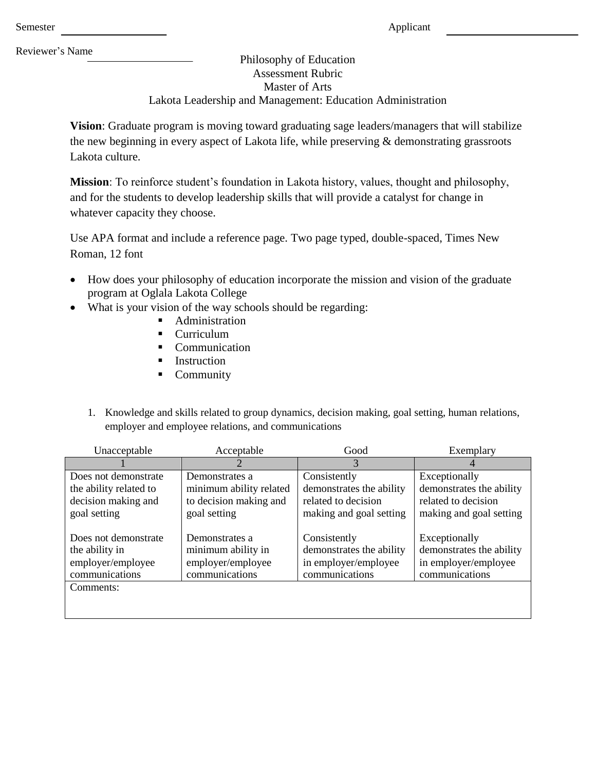Semester ____________________ Applicant ________________________

Reviewer's Name ____________________

# Philosophy of Education
## Assessment Rubric
## Master of Arts
## Lakota Leadership and Management: Education Administration

**Vision**: Graduate program is moving toward graduating sage leaders/managers that will stabilize the new beginning in every aspect of Lakota life, while preserving & demonstrating grassroots Lakota culture.

**Mission**: To reinforce student's foundation in Lakota history, values, thought and philosophy, and for the students to develop leadership skills that will provide a catalyst for change in whatever capacity they choose.

Use APA format and include a reference page. Two page typed, double-spaced, Times New Roman, 12 font

- How does your philosophy of education incorporate the mission and vision of the graduate program at Oglala Lakota College
- What is your vision of the way schools should be regarding:
  - Administration
  - Curriculum
  - Communication
  - Instruction
  - Community

1. Knowledge and skills related to group dynamics, decision making, goal setting, human relations, employer and employee relations, and communications

| Unacceptable | Acceptable | Good | Exemplary |
|---|---|---|---|
| 1 | 2 | 3 | 4 |
| Does not demonstrate the ability related to decision making and goal setting | Demonstrates a minimum ability related to decision making and goal setting | Consistently demonstrates the ability related to decision making and goal setting | Exceptionally demonstrates the ability related to decision making and goal setting |
| Does not demonstrate the ability in employer/employee communications | Demonstrates a minimum ability in employer/employee communications | Consistently demonstrates the ability in employer/employee communications | Exceptionally demonstrates the ability in employer/employee communications |
| Comments: | | | |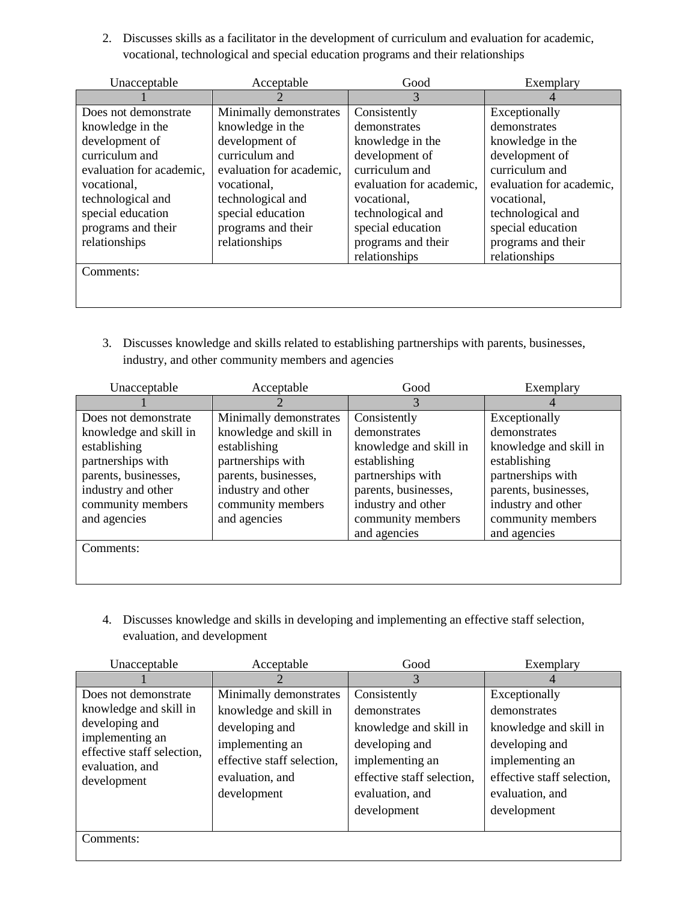2. Discusses skills as a facilitator in the development of curriculum and evaluation for academic, vocational, technological and special education programs and their relationships

| Unacceptable | Acceptable | Good | Exemplary |
|---|---|---|---|
| 1 | 2 | 3 | 4 |
| Does not demonstrate knowledge in the development of curriculum and evaluation for academic, vocational, technological and special education programs and their relationships | Minimally demonstrates knowledge in the development of curriculum and evaluation for academic, vocational, technological and special education programs and their relationships | Consistently demonstrates knowledge in the development of curriculum and evaluation for academic, vocational, technological and special education programs and their relationships | Exceptionally demonstrates knowledge in the development of curriculum and evaluation for academic, vocational, technological and special education programs and their relationships |
| Comments: | | | |

3. Discusses knowledge and skills related to establishing partnerships with parents, businesses, industry, and other community members and agencies

| Unacceptable | Acceptable | Good | Exemplary |
|---|---|---|---|
| 1 | 2 | 3 | 4 |
| Does not demonstrate knowledge and skill in establishing partnerships with parents, businesses, industry and other community members and agencies | Minimally demonstrates knowledge and skill in establishing partnerships with parents, businesses, industry and other community members and agencies | Consistently demonstrates knowledge and skill in establishing partnerships with parents, businesses, industry and other community members and agencies | Exceptionally demonstrates knowledge and skill in establishing partnerships with parents, businesses, industry and other community members and agencies |
| Comments: | | | |

4. Discusses knowledge and skills in developing and implementing an effective staff selection, evaluation, and development

| Unacceptable | Acceptable | Good | Exemplary |
|---|---|---|---|
| 1 | 2 | 3 | 4 |
| Does not demonstrate knowledge and skill in developing and implementing an effective staff selection, evaluation, and development | Minimally demonstrates knowledge and skill in developing and implementing an effective staff selection, evaluation, and development | Consistently demonstrates knowledge and skill in developing and implementing an effective staff selection, evaluation, and development | Exceptionally demonstrates knowledge and skill in developing and implementing an effective staff selection, evaluation, and development |
| Comments: | | | |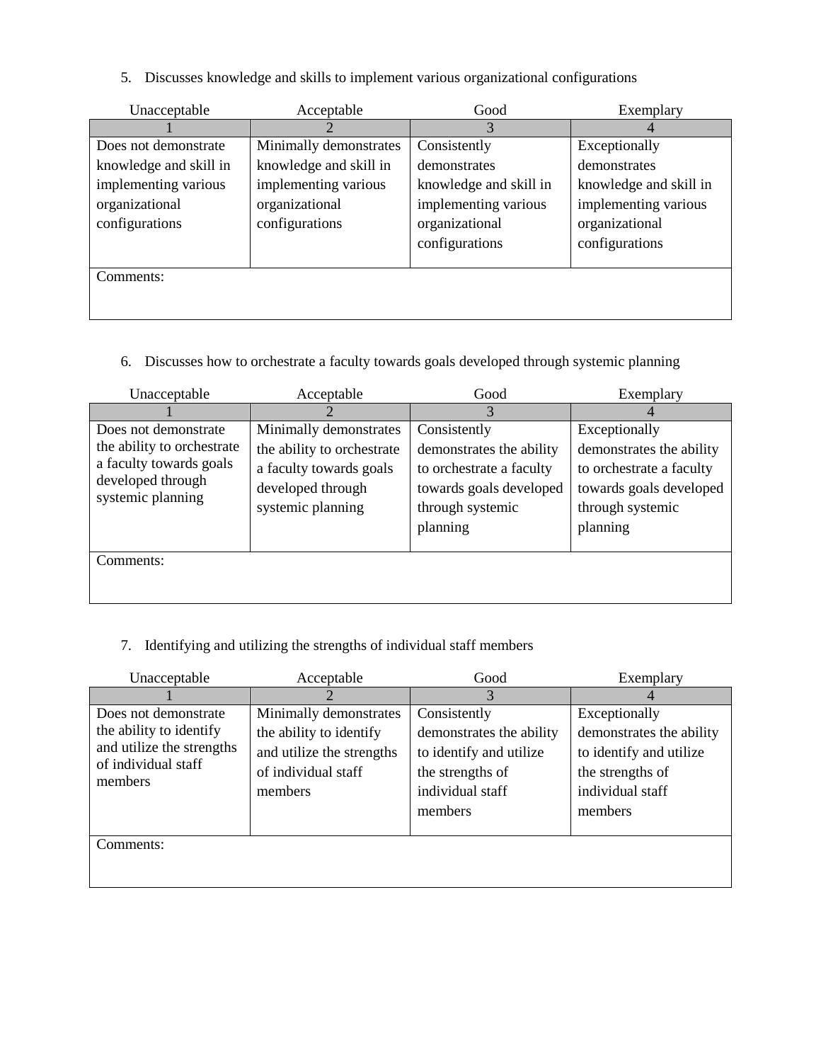5. Discusses knowledge and skills to implement various organizational configurations

| Unacceptable | Acceptable | Good | Exemplary |
|---|---|---|---|
| 1 | 2 | 3 | 4 |
| Does not demonstrate knowledge and skill in implementing various organizational configurations | Minimally demonstrates knowledge and skill in implementing various organizational configurations | Consistently demonstrates knowledge and skill in implementing various organizational configurations | Exceptionally demonstrates knowledge and skill in implementing various organizational configurations |
| Comments: | | | |

6. Discusses how to orchestrate a faculty towards goals developed through systemic planning

| Unacceptable | Acceptable | Good | Exemplary |
|---|---|---|---|
| 1 | 2 | 3 | 4 |
| Does not demonstrate the ability to orchestrate a faculty towards goals developed through systemic planning | Minimally demonstrates the ability to orchestrate a faculty towards goals developed through systemic planning | Consistently demonstrates the ability to orchestrate a faculty towards goals developed through systemic planning | Exceptionally demonstrates the ability to orchestrate a faculty towards goals developed through systemic planning |
| Comments: | | | |

7. Identifying and utilizing the strengths of individual staff members

| Unacceptable | Acceptable | Good | Exemplary |
|---|---|---|---|
| 1 | 2 | 3 | 4 |
| Does not demonstrate the ability to identify and utilize the strengths of individual staff members | Minimally demonstrates the ability to identify and utilize the strengths of individual staff members | Consistently demonstrates the ability to identify and utilize the strengths of individual staff members | Exceptionally demonstrates the ability to identify and utilize the strengths of individual staff members |
| Comments: | | | |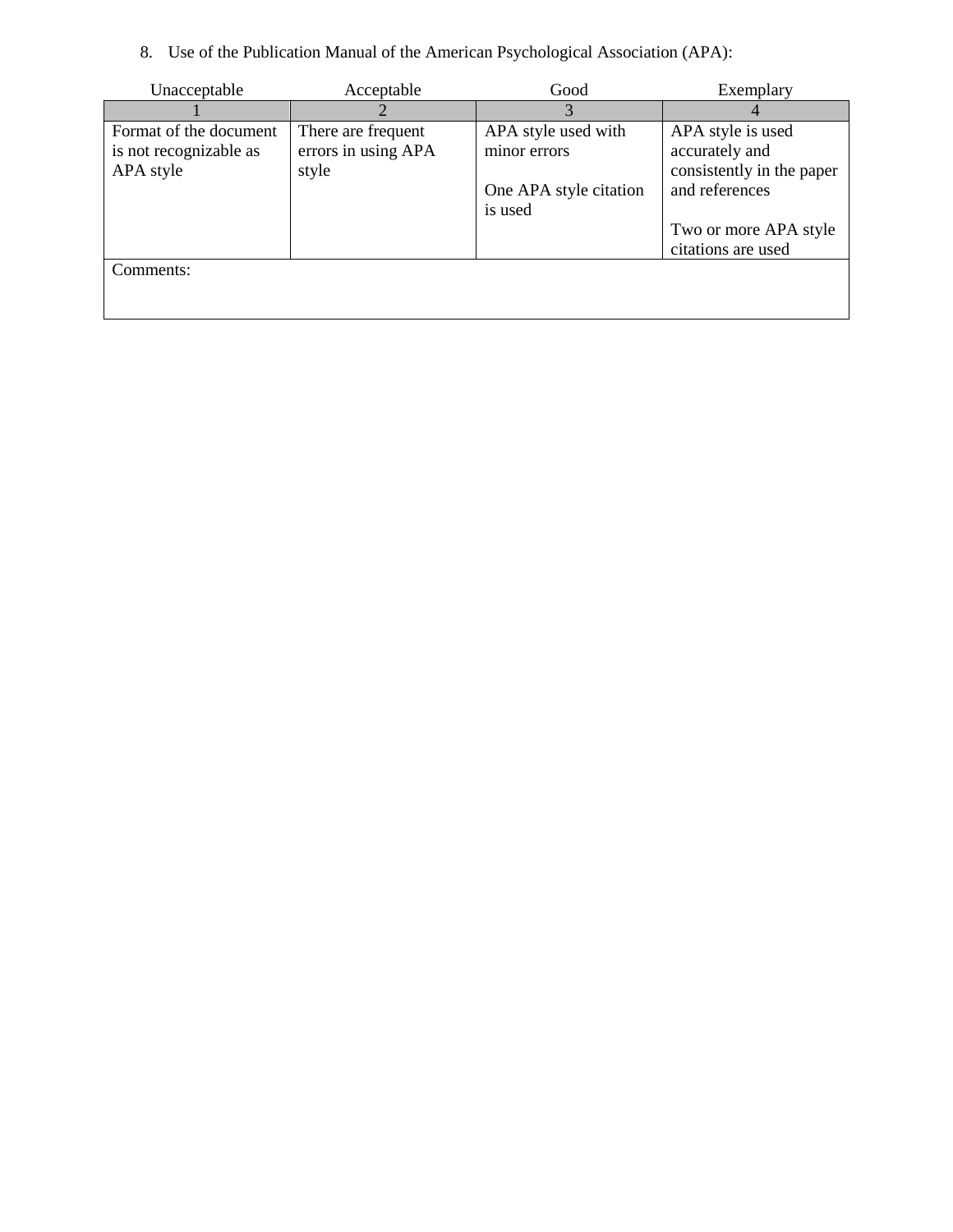8. Use of the Publication Manual of the American Psychological Association (APA):

| Unacceptable | Acceptable | Good | Exemplary |
|---|---|---|---|
| 1 | 2 | 3 | 4 |
| Format of the document is not recognizable as APA style | There are frequent errors in using APA style | APA style used with minor errors<br><br>One APA style citation is used | APA style is used accurately and consistently in the paper and references<br><br>Two or more APA style citations are used |
| Comments: | | | |